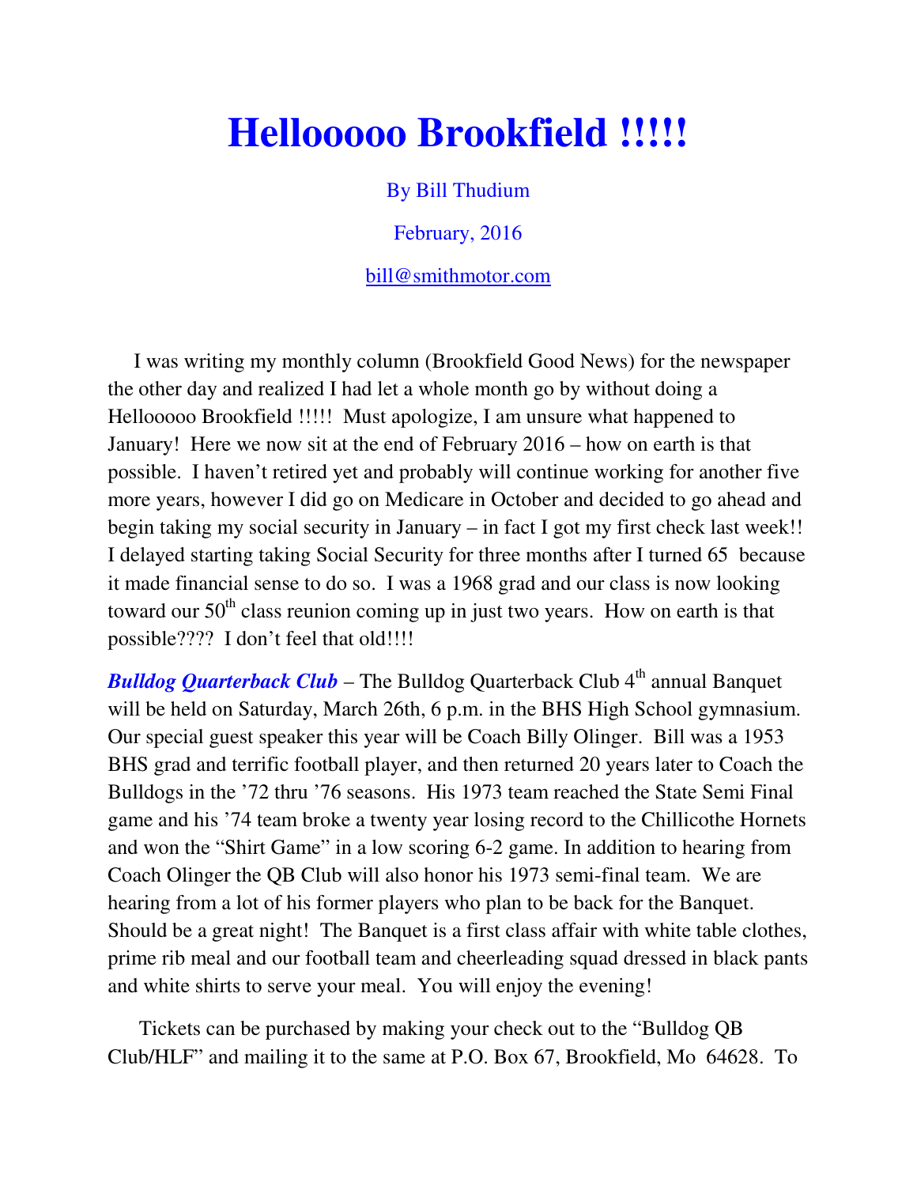# Hellooooo Brookfield !!!!!

By Bill Thudium

February, 2016

bill@smithmotor.com

I was writing my monthly column (Brookfield Good News) for the newspaper the other day and realized I had let a whole month go by without doing a Hellooooo Brookfield !!!!! Must apologize, I am unsure what happened to January! Here we now sit at the end of February 2016 – how on earth is that possible. I haven't retired yet and probably will continue working for another five more years, however I did go on Medicare in October and decided to go ahead and begin taking my social security in January – in fact I got my first check last week!! I delayed starting taking Social Security for three months after I turned 65 because it made financial sense to do so. I was a 1968 grad and our class is now looking toward our 50th class reunion coming up in just two years. How on earth is that possible???? I don't feel that old!!!!

***Bulldog Quarterback Club*** – The Bulldog Quarterback Club 4th annual Banquet will be held on Saturday, March 26th, 6 p.m. in the BHS High School gymnasium. Our special guest speaker this year will be Coach Billy Olinger. Bill was a 1953 BHS grad and terrific football player, and then returned 20 years later to Coach the Bulldogs in the '72 thru '76 seasons. His 1973 team reached the State Semi Final game and his '74 team broke a twenty year losing record to the Chillicothe Hornets and won the "Shirt Game" in a low scoring 6-2 game. In addition to hearing from Coach Olinger the QB Club will also honor his 1973 semi-final team. We are hearing from a lot of his former players who plan to be back for the Banquet. Should be a great night! The Banquet is a first class affair with white table clothes, prime rib meal and our football team and cheerleading squad dressed in black pants and white shirts to serve your meal. You will enjoy the evening!

Tickets can be purchased by making your check out to the "Bulldog QB Club/HLF" and mailing it to the same at P.O. Box 67, Brookfield, Mo 64628. To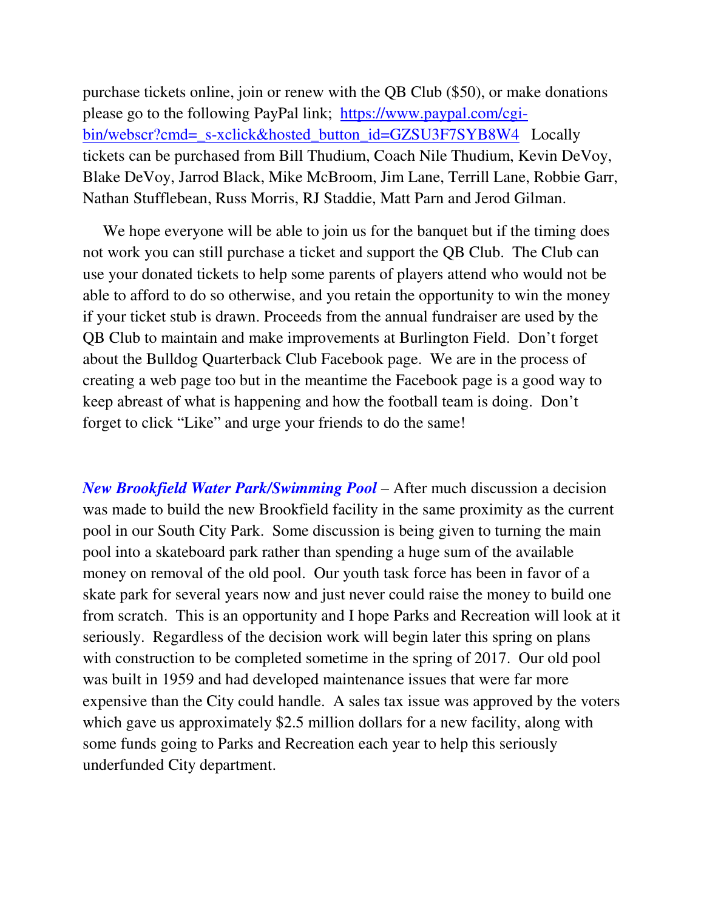purchase tickets online, join or renew with the QB Club ($50), or make donations please go to the following PayPal link; [https://www.paypal.com/cgi-bin/webscr?cmd=_s-xclick&hosted_button_id=GZSU3F7SYB8W4](https://www.paypal.com/cgi-bin/webscr?cmd=_s-xclick&hosted_button_id=GZSU3F7SYB8W4) Locally tickets can be purchased from Bill Thudium, Coach Nile Thudium, Kevin DeVoy, Blake DeVoy, Jarrod Black, Mike McBroom, Jim Lane, Terrill Lane, Robbie Garr, Nathan Stufflebean, Russ Morris, RJ Staddie, Matt Parn and Jerod Gilman.

We hope everyone will be able to join us for the banquet but if the timing does not work you can still purchase a ticket and support the QB Club. The Club can use your donated tickets to help some parents of players attend who would not be able to afford to do so otherwise, and you retain the opportunity to win the money if your ticket stub is drawn. Proceeds from the annual fundraiser are used by the QB Club to maintain and make improvements at Burlington Field. Don't forget about the Bulldog Quarterback Club Facebook page. We are in the process of creating a web page too but in the meantime the Facebook page is a good way to keep abreast of what is happening and how the football team is doing. Don't forget to click "Like" and urge your friends to do the same!

***New Brookfield Water Park/Swimming Pool*** – After much discussion a decision was made to build the new Brookfield facility in the same proximity as the current pool in our South City Park. Some discussion is being given to turning the main pool into a skateboard park rather than spending a huge sum of the available money on removal of the old pool. Our youth task force has been in favor of a skate park for several years now and just never could raise the money to build one from scratch. This is an opportunity and I hope Parks and Recreation will look at it seriously. Regardless of the decision work will begin later this spring on plans with construction to be completed sometime in the spring of 2017. Our old pool was built in 1959 and had developed maintenance issues that were far more expensive than the City could handle. A sales tax issue was approved by the voters which gave us approximately $2.5 million dollars for a new facility, along with some funds going to Parks and Recreation each year to help this seriously underfunded City department.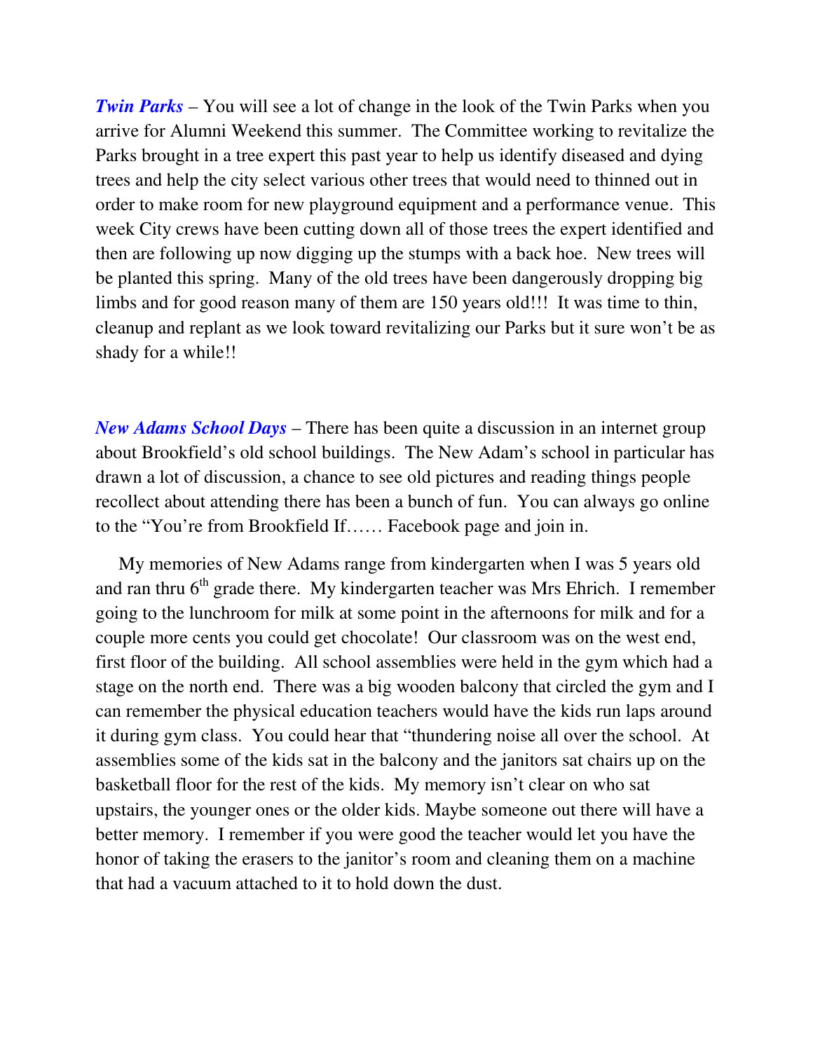***Twin Parks*** – You will see a lot of change in the look of the Twin Parks when you arrive for Alumni Weekend this summer. The Committee working to revitalize the Parks brought in a tree expert this past year to help us identify diseased and dying trees and help the city select various other trees that would need to thinned out in order to make room for new playground equipment and a performance venue. This week City crews have been cutting down all of those trees the expert identified and then are following up now digging up the stumps with a back hoe. New trees will be planted this spring. Many of the old trees have been dangerously dropping big limbs and for good reason many of them are 150 years old!!! It was time to thin, cleanup and replant as we look toward revitalizing our Parks but it sure won't be as shady for a while!!

***New Adams School Days*** – There has been quite a discussion in an internet group about Brookfield's old school buildings. The New Adam's school in particular has drawn a lot of discussion, a chance to see old pictures and reading things people recollect about attending there has been a bunch of fun. You can always go online to the "You're from Brookfield If…… Facebook page and join in.

My memories of New Adams range from kindergarten when I was 5 years old and ran thru 6th grade there. My kindergarten teacher was Mrs Ehrich. I remember going to the lunchroom for milk at some point in the afternoons for milk and for a couple more cents you could get chocolate! Our classroom was on the west end, first floor of the building. All school assemblies were held in the gym which had a stage on the north end. There was a big wooden balcony that circled the gym and I can remember the physical education teachers would have the kids run laps around it during gym class. You could hear that "thundering noise all over the school. At assemblies some of the kids sat in the balcony and the janitors sat chairs up on the basketball floor for the rest of the kids. My memory isn't clear on who sat upstairs, the younger ones or the older kids. Maybe someone out there will have a better memory. I remember if you were good the teacher would let you have the honor of taking the erasers to the janitor's room and cleaning them on a machine that had a vacuum attached to it to hold down the dust.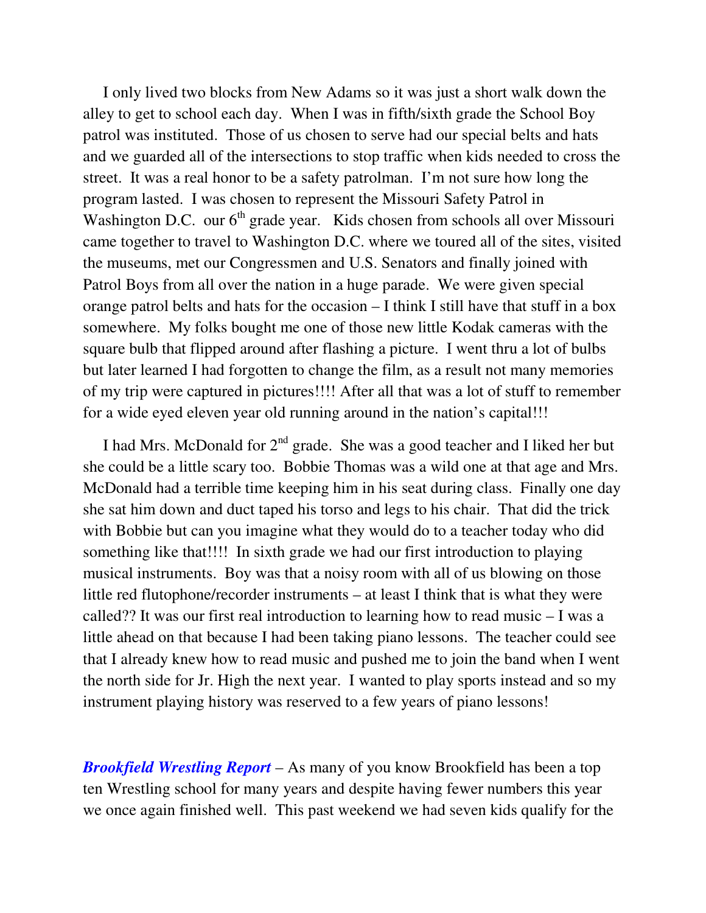I only lived two blocks from New Adams so it was just a short walk down the alley to get to school each day. When I was in fifth/sixth grade the School Boy patrol was instituted. Those of us chosen to serve had our special belts and hats and we guarded all of the intersections to stop traffic when kids needed to cross the street. It was a real honor to be a safety patrolman. I'm not sure how long the program lasted. I was chosen to represent the Missouri Safety Patrol in Washington D.C. our 6th grade year. Kids chosen from schools all over Missouri came together to travel to Washington D.C. where we toured all of the sites, visited the museums, met our Congressmen and U.S. Senators and finally joined with Patrol Boys from all over the nation in a huge parade. We were given special orange patrol belts and hats for the occasion – I think I still have that stuff in a box somewhere. My folks bought me one of those new little Kodak cameras with the square bulb that flipped around after flashing a picture. I went thru a lot of bulbs but later learned I had forgotten to change the film, as a result not many memories of my trip were captured in pictures!!!! After all that was a lot of stuff to remember for a wide eyed eleven year old running around in the nation's capital!!!

I had Mrs. McDonald for 2nd grade. She was a good teacher and I liked her but she could be a little scary too. Bobbie Thomas was a wild one at that age and Mrs. McDonald had a terrible time keeping him in his seat during class. Finally one day she sat him down and duct taped his torso and legs to his chair. That did the trick with Bobbie but can you imagine what they would do to a teacher today who did something like that!!!! In sixth grade we had our first introduction to playing musical instruments. Boy was that a noisy room with all of us blowing on those little red flutophone/recorder instruments – at least I think that is what they were called?? It was our first real introduction to learning how to read music – I was a little ahead on that because I had been taking piano lessons. The teacher could see that I already knew how to read music and pushed me to join the band when I went the north side for Jr. High the next year. I wanted to play sports instead and so my instrument playing history was reserved to a few years of piano lessons!

***Brookfield Wrestling Report*** – As many of you know Brookfield has been a top ten Wrestling school for many years and despite having fewer numbers this year we once again finished well. This past weekend we had seven kids qualify for the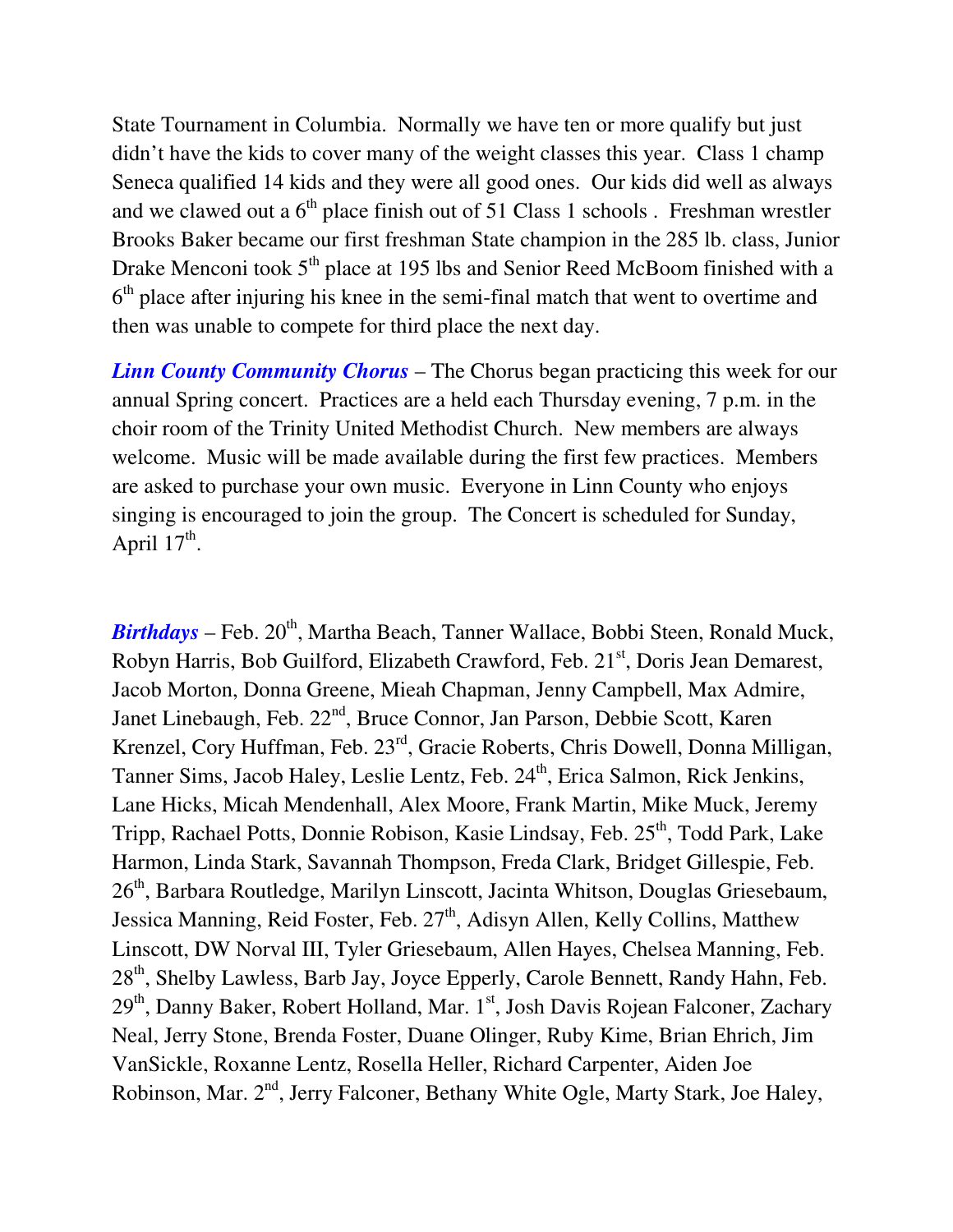State Tournament in Columbia. Normally we have ten or more qualify but just didn't have the kids to cover many of the weight classes this year. Class 1 champ Seneca qualified 14 kids and they were all good ones. Our kids did well as always and we clawed out a 6th place finish out of 51 Class 1 schools . Freshman wrestler Brooks Baker became our first freshman State champion in the 285 lb. class, Junior Drake Menconi took 5th place at 195 lbs and Senior Reed McBoom finished with a 6th place after injuring his knee in the semi-final match that went to overtime and then was unable to compete for third place the next day.

***Linn County Community Chorus*** – The Chorus began practicing this week for our annual Spring concert. Practices are a held each Thursday evening, 7 p.m. in the choir room of the Trinity United Methodist Church. New members are always welcome. Music will be made available during the first few practices. Members are asked to purchase your own music. Everyone in Linn County who enjoys singing is encouraged to join the group. The Concert is scheduled for Sunday, April 17th.

***Birthdays*** – Feb. 20th, Martha Beach, Tanner Wallace, Bobbi Steen, Ronald Muck, Robyn Harris, Bob Guilford, Elizabeth Crawford, Feb. 21st, Doris Jean Demarest, Jacob Morton, Donna Greene, Mieah Chapman, Jenny Campbell, Max Admire, Janet Linebaugh, Feb. 22nd, Bruce Connor, Jan Parson, Debbie Scott, Karen Krenzel, Cory Huffman, Feb. 23rd, Gracie Roberts, Chris Dowell, Donna Milligan, Tanner Sims, Jacob Haley, Leslie Lentz, Feb. 24th, Erica Salmon, Rick Jenkins, Lane Hicks, Micah Mendenhall, Alex Moore, Frank Martin, Mike Muck, Jeremy Tripp, Rachael Potts, Donnie Robison, Kasie Lindsay, Feb. 25th, Todd Park, Lake Harmon, Linda Stark, Savannah Thompson, Freda Clark, Bridget Gillespie, Feb. 26th, Barbara Routledge, Marilyn Linscott, Jacinta Whitson, Douglas Griesebaum, Jessica Manning, Reid Foster, Feb. 27th, Adisyn Allen, Kelly Collins, Matthew Linscott, DW Norval III, Tyler Griesebaum, Allen Hayes, Chelsea Manning, Feb. 28th, Shelby Lawless, Barb Jay, Joyce Epperly, Carole Bennett, Randy Hahn, Feb. 29th, Danny Baker, Robert Holland, Mar. 1st, Josh Davis Rojean Falconer, Zachary Neal, Jerry Stone, Brenda Foster, Duane Olinger, Ruby Kime, Brian Ehrich, Jim VanSickle, Roxanne Lentz, Rosella Heller, Richard Carpenter, Aiden Joe Robinson, Mar. 2nd, Jerry Falconer, Bethany White Ogle, Marty Stark, Joe Haley,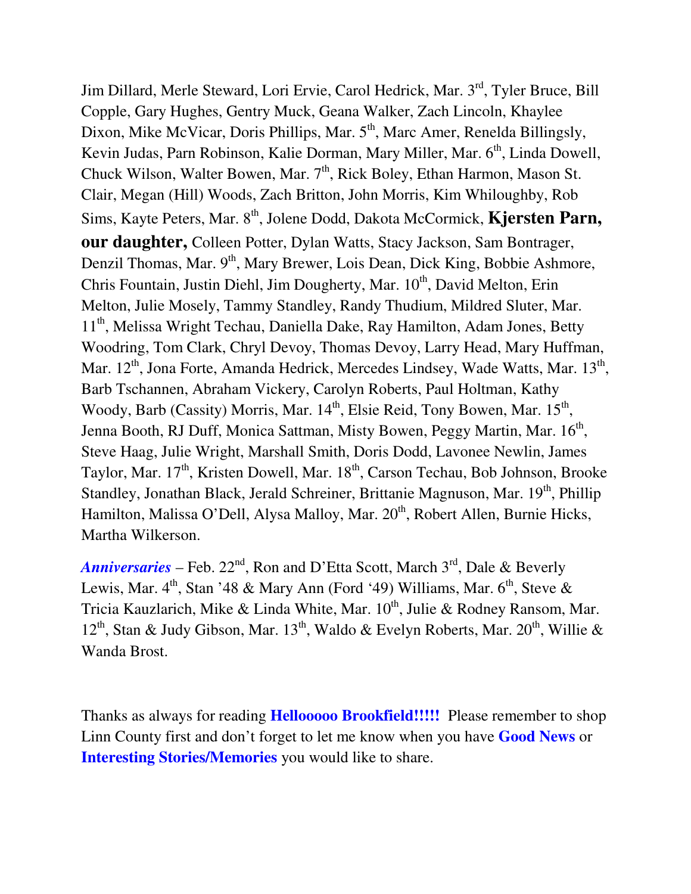Jim Dillard, Merle Steward, Lori Ervie, Carol Hedrick, Mar. 3rd, Tyler Bruce, Bill Copple, Gary Hughes, Gentry Muck, Geana Walker, Zach Lincoln, Khaylee Dixon, Mike McVicar, Doris Phillips, Mar. 5th, Marc Amer, Renelda Billingsly, Kevin Judas, Parn Robinson, Kalie Dorman, Mary Miller, Mar. 6th, Linda Dowell, Chuck Wilson, Walter Bowen, Mar. 7th, Rick Boley, Ethan Harmon, Mason St. Clair, Megan (Hill) Woods, Zach Britton, John Morris, Kim Whiloughby, Rob Sims, Kayte Peters, Mar. 8th, Jolene Dodd, Dakota McCormick, **Kjersten Parn, our daughter,** Colleen Potter, Dylan Watts, Stacy Jackson, Sam Bontrager, Denzil Thomas, Mar. 9th, Mary Brewer, Lois Dean, Dick King, Bobbie Ashmore, Chris Fountain, Justin Diehl, Jim Dougherty, Mar. 10th, David Melton, Erin Melton, Julie Mosely, Tammy Standley, Randy Thudium, Mildred Sluter, Mar. 11th, Melissa Wright Techau, Daniella Dake, Ray Hamilton, Adam Jones, Betty Woodring, Tom Clark, Chryl Devoy, Thomas Devoy, Larry Head, Mary Huffman, Mar. 12th, Jona Forte, Amanda Hedrick, Mercedes Lindsey, Wade Watts, Mar. 13th, Barb Tschannen, Abraham Vickery, Carolyn Roberts, Paul Holtman, Kathy Woody, Barb (Cassity) Morris, Mar. 14th, Elsie Reid, Tony Bowen, Mar. 15th, Jenna Booth, RJ Duff, Monica Sattman, Misty Bowen, Peggy Martin, Mar. 16th, Steve Haag, Julie Wright, Marshall Smith, Doris Dodd, Lavonee Newlin, James Taylor, Mar. 17th, Kristen Dowell, Mar. 18th, Carson Techau, Bob Johnson, Brooke Standley, Jonathan Black, Jerald Schreiner, Brittanie Magnuson, Mar. 19th, Phillip Hamilton, Malissa O'Dell, Alysa Malloy, Mar. 20th, Robert Allen, Burnie Hicks, Martha Wilkerson.

***Anniversaries*** – Feb. 22nd, Ron and D'Etta Scott, March 3rd, Dale & Beverly Lewis, Mar. 4th, Stan '48 & Mary Ann (Ford '49) Williams, Mar. 6th, Steve & Tricia Kauzlarich, Mike & Linda White, Mar. 10th, Julie & Rodney Ransom, Mar. 12th, Stan & Judy Gibson, Mar. 13th, Waldo & Evelyn Roberts, Mar. 20th, Willie & Wanda Brost.

Thanks as always for reading **Hellooooo Brookfield!!!!!** Please remember to shop Linn County first and don't forget to let me know when you have **Good News** or **Interesting Stories/Memories** you would like to share.